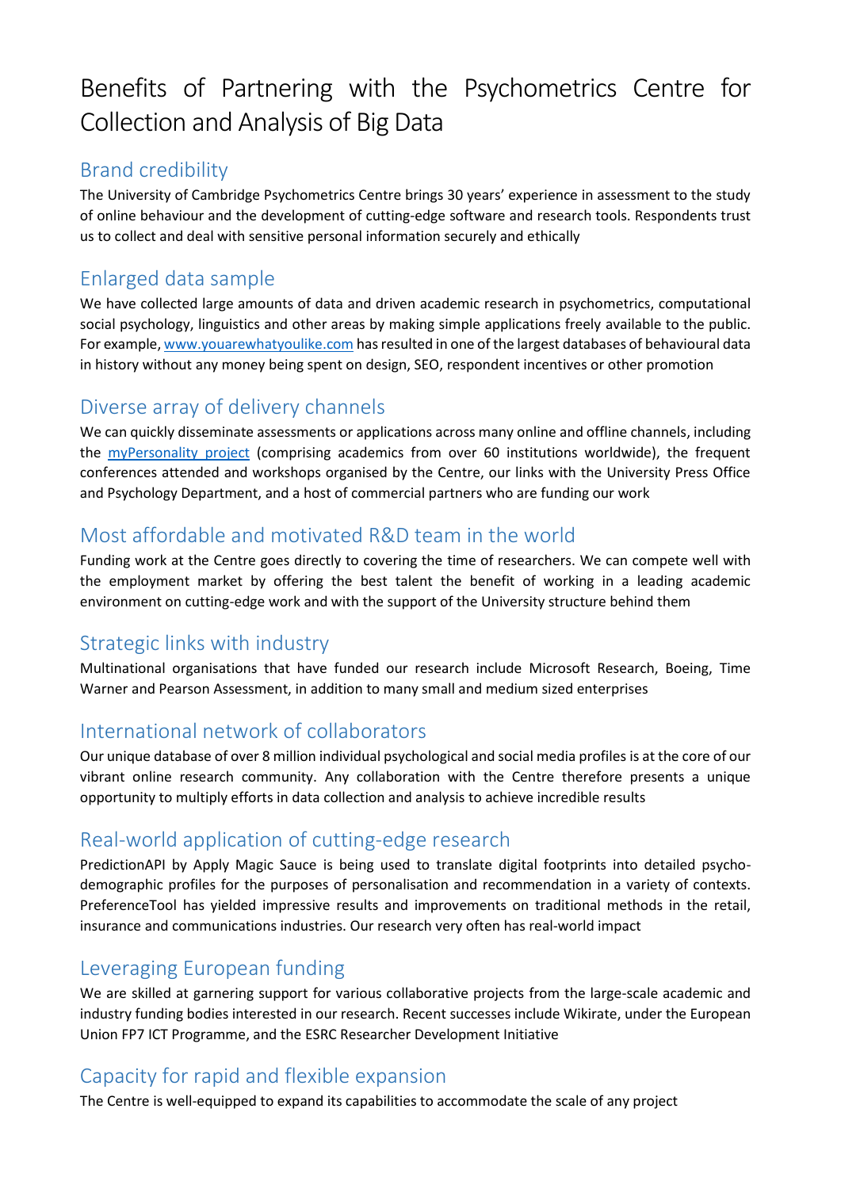# Benefits of Partnering with the Psychometrics Centre for Collection and Analysis of Big Data

## Brand credibility

The University of Cambridge Psychometrics Centre brings 30 years' experience in assessment to the study of online behaviour and the development of cutting-edge software and research tools. Respondents trust us to collect and deal with sensitive personal information securely and ethically

## Enlarged data sample

We have collected large amounts of data and driven academic research in psychometrics, computational social psychology, linguistics and other areas by making simple applications freely available to the public. For example, [www.youarewhatyoulike.com](http://www.youarewhatyoulike.com) has resulted in one of the largest databases of behavioural data in history without any money being spent on design, SEO, respondent incentives or other promotion

## Diverse array of delivery channels

We can quickly disseminate assessments or applications across many online and offline channels, including the myPersonality project (comprising academics from over 60 institutions worldwide), the frequent conferences attended and workshops organised by the Centre, our links with the University Press Office and Psychology Department, and a host of commercial partners who are funding our work

## Most affordable and motivated R&D team in the world

Funding work at the Centre goes directly to covering the time of researchers. We can compete well with the employment market by offering the best talent the benefit of working in a leading academic environment on cutting-edge work and with the support of the University structure behind them

## Strategic links with industry

Multinational organisations that have funded our research include Microsoft Research, Boeing, Time Warner and Pearson Assessment, in addition to many small and medium sized enterprises

## International network of collaborators

Our unique database of over 8 million individual psychological and social media profiles is at the core of our vibrant online research community. Any collaboration with the Centre therefore presents a unique opportunity to multiply efforts in data collection and analysis to achieve incredible results

## Real-world application of cutting-edge research

PredictionAPI by Apply Magic Sauce is being used to translate digital footprints into detailed psycho-demographic profiles for the purposes of personalisation and recommendation in a variety of contexts. PreferenceTool has yielded impressive results and improvements on traditional methods in the retail, insurance and communications industries. Our research very often has real-world impact

## Leveraging European funding

We are skilled at garnering support for various collaborative projects from the large-scale academic and industry funding bodies interested in our research. Recent successes include Wikirate, under the European Union FP7 ICT Programme, and the ESRC Researcher Development Initiative

## Capacity for rapid and flexible expansion

The Centre is well-equipped to expand its capabilities to accommodate the scale of any project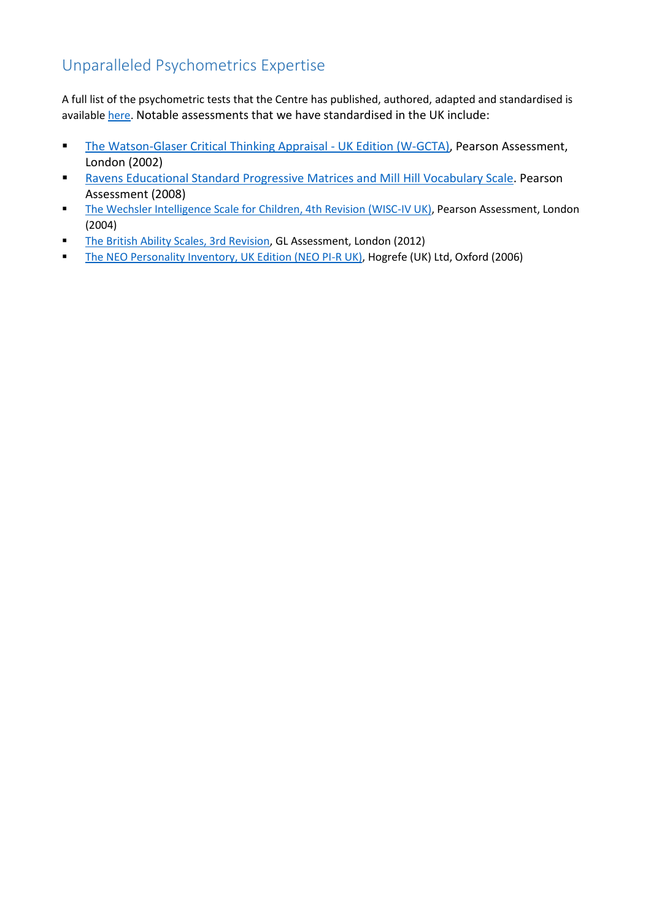## Unparalleled Psychometrics Expertise

A full list of the psychometric tests that the Centre has published, authored, adapted and standardised is available here. Notable assessments that we have standardised in the UK include:

- The Watson-Glaser Critical Thinking Appraisal - UK Edition (W-GCTA), Pearson Assessment, London (2002)
- Ravens Educational Standard Progressive Matrices and Mill Hill Vocabulary Scale. Pearson Assessment (2008)
- The Wechsler Intelligence Scale for Children, 4th Revision (WISC-IV UK), Pearson Assessment, London (2004)
- The British Ability Scales, 3rd Revision, GL Assessment, London (2012)
- The NEO Personality Inventory, UK Edition (NEO PI-R UK), Hogrefe (UK) Ltd, Oxford (2006)